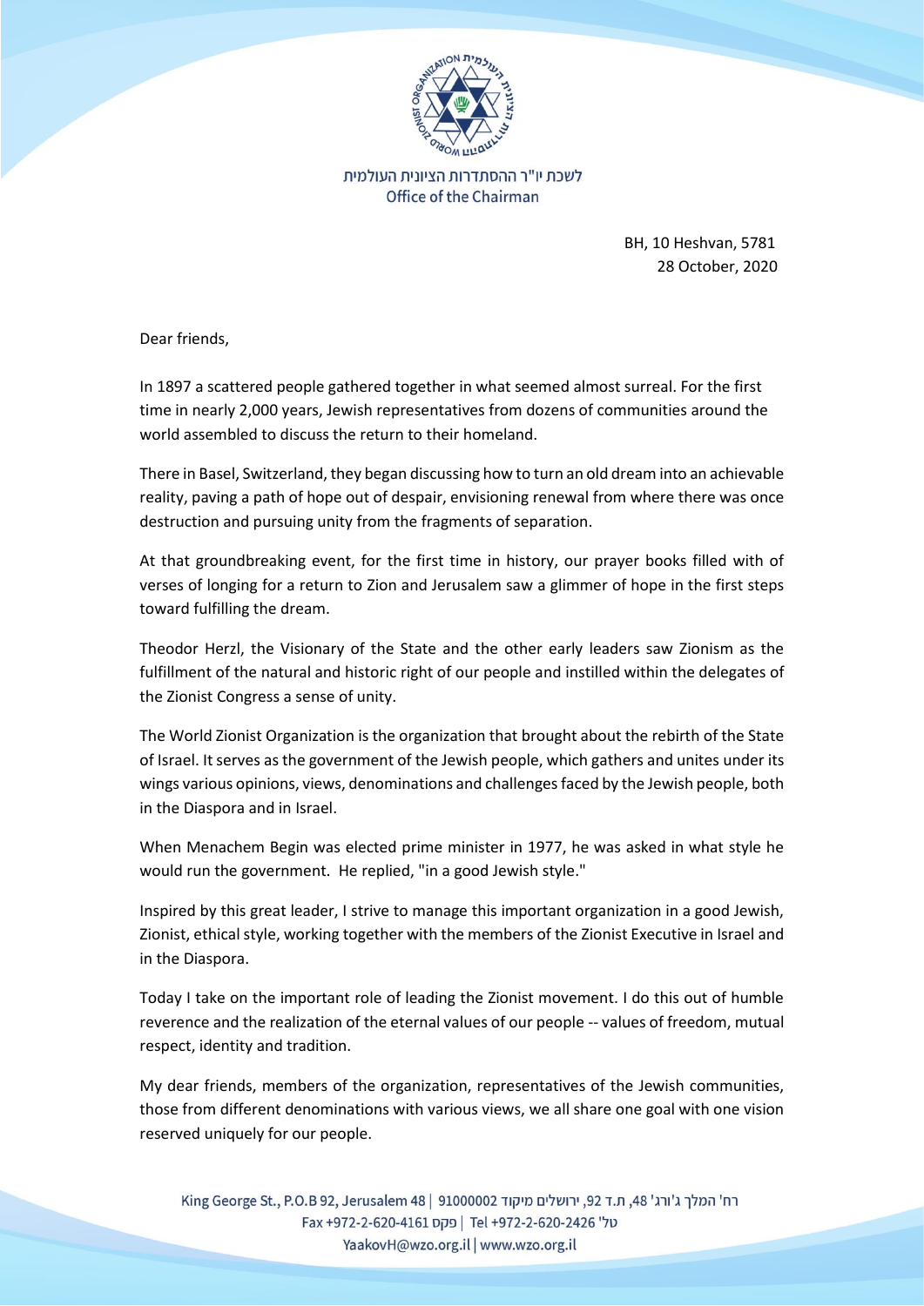לשכת יו"ר ההסתדרות הציונית העולמית
Office of the Chairman

BH, 10 Heshvan, 5781
28 October, 2020

Dear friends,

In 1897 a scattered people gathered together in what seemed almost surreal. For the first time in nearly 2,000 years, Jewish representatives from dozens of communities around the world assembled to discuss the return to their homeland.

There in Basel, Switzerland, they began discussing how to turn an old dream into an achievable reality, paving a path of hope out of despair, envisioning renewal from where there was once destruction and pursuing unity from the fragments of separation.

At that groundbreaking event, for the first time in history, our prayer books filled with of verses of longing for a return to Zion and Jerusalem saw a glimmer of hope in the first steps toward fulfilling the dream.

Theodor Herzl, the Visionary of the State and the other early leaders saw Zionism as the fulfillment of the natural and historic right of our people and instilled within the delegates of the Zionist Congress a sense of unity.

The World Zionist Organization is the organization that brought about the rebirth of the State of Israel. It serves as the government of the Jewish people, which gathers and unites under its wings various opinions, views, denominations and challenges faced by the Jewish people, both in the Diaspora and in Israel.

When Menachem Begin was elected prime minister in 1977, he was asked in what style he would run the government. He replied, "in a good Jewish style."

Inspired by this great leader, I strive to manage this important organization in a good Jewish, Zionist, ethical style, working together with the members of the Zionist Executive in Israel and in the Diaspora.

Today I take on the important role of leading the Zionist movement. I do this out of humble reverence and the realization of the eternal values of our people -- values of freedom, mutual respect, identity and tradition.

My dear friends, members of the organization, representatives of the Jewish communities, those from different denominations with various views, we all share one goal with one vision reserved uniquely for our people.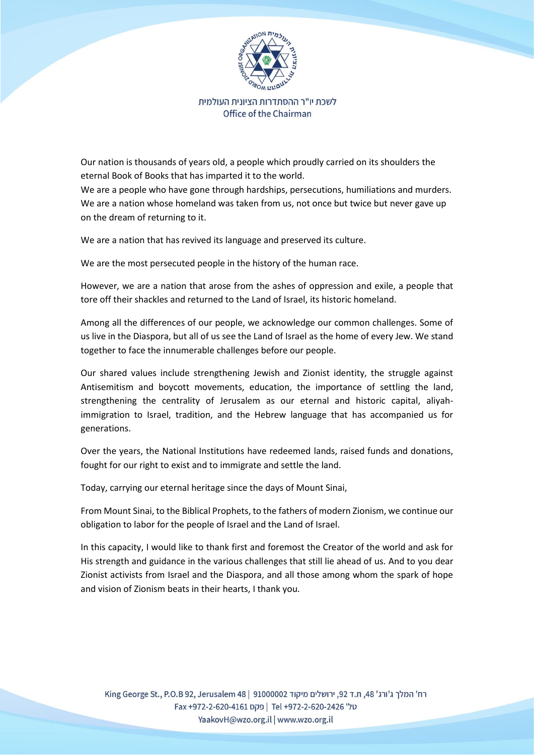Our nation is thousands of years old, a people which proudly carried on its shoulders the eternal Book of Books that has imparted it to the world.
We are a people who have gone through hardships, persecutions, humiliations and murders.
We are a nation whose homeland was taken from us, not once but twice but never gave up on the dream of returning to it.

We are a nation that has revived its language and preserved its culture.

We are the most persecuted people in the history of the human race.

However, we are a nation that arose from the ashes of oppression and exile, a people that tore off their shackles and returned to the Land of Israel, its historic homeland.

Among all the differences of our people, we acknowledge our common challenges. Some of us live in the Diaspora, but all of us see the Land of Israel as the home of every Jew. We stand together to face the innumerable challenges before our people.

Our shared values include strengthening Jewish and Zionist identity, the struggle against Antisemitism and boycott movements, education, the importance of settling the land, strengthening the centrality of Jerusalem as our eternal and historic capital, aliyah-immigration to Israel, tradition, and the Hebrew language that has accompanied us for generations.

Over the years, the National Institutions have redeemed lands, raised funds and donations, fought for our right to exist and to immigrate and settle the land.

Today, carrying our eternal heritage since the days of Mount Sinai,

From Mount Sinai, to the Biblical Prophets, to the fathers of modern Zionism, we continue our obligation to labor for the people of Israel and the Land of Israel.

In this capacity, I would like to thank first and foremost the Creator of the world and ask for His strength and guidance in the various challenges that still lie ahead of us. And to you dear Zionist activists from Israel and the Diaspora, and all those among whom the spark of hope and vision of Zionism beats in their hearts, I thank you.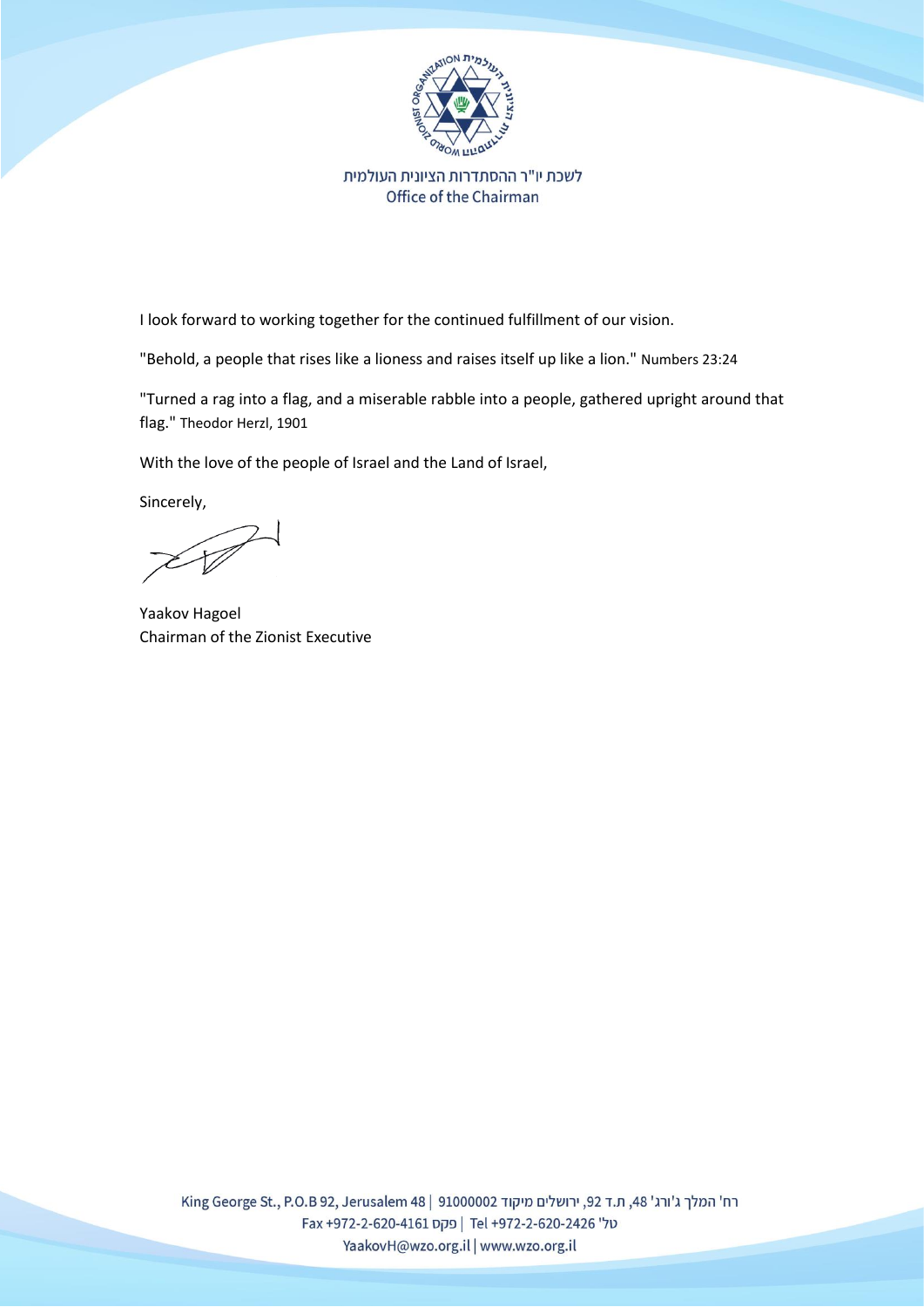I look forward to working together for the continued fulfillment of our vision.

"Behold, a people that rises like a lioness and raises itself up like a lion." Numbers 23:24

"Turned a rag into a flag, and a miserable rabble into a people, gathered upright around that flag." Theodor Herzl, 1901

With the love of the people of Israel and the Land of Israel,

Sincerely,

Yaakov Hagoel
Chairman of the Zionist Executive